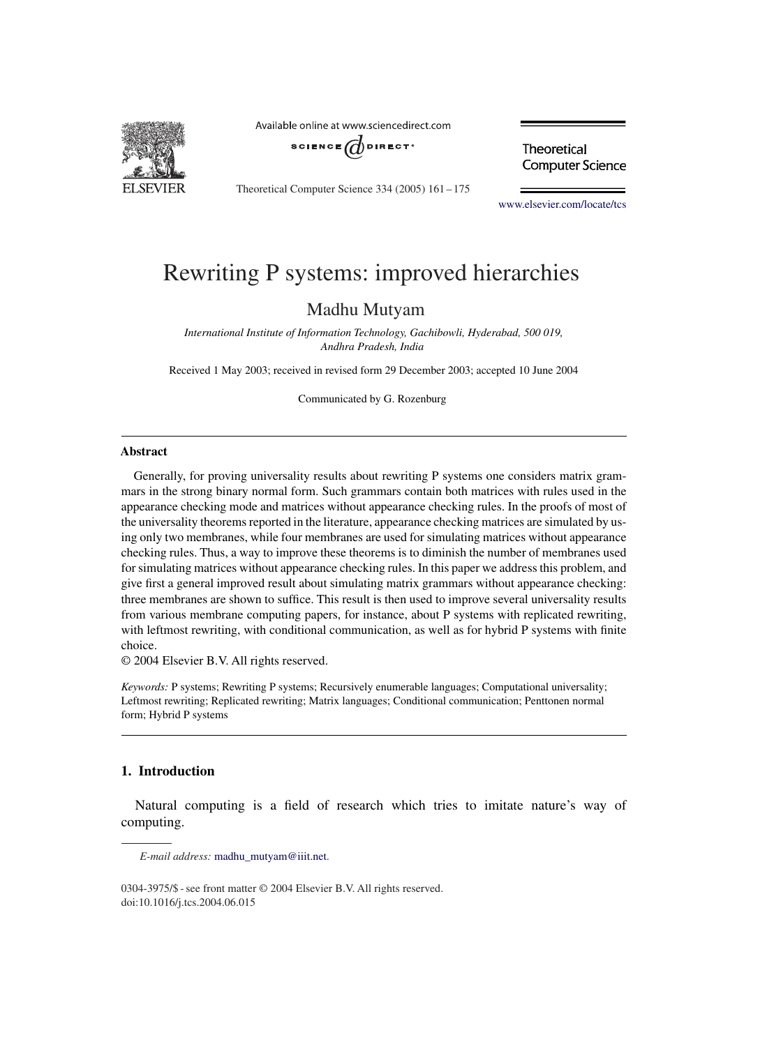# Rewriting P systems: improved hierarchies

Madhu Mutyam

*International Institute of Information Technology, Gachibowli, Hyderabad, 500 019, Andhra Pradesh, India*

Received 1 May 2003; received in revised form 29 December 2003; accepted 10 June 2004

Communicated by G. Rozenburg

## Abstract

Generally, for proving universality results about rewriting P systems one considers matrix grammars in the strong binary normal form. Such grammars contain both matrices with rules used in the appearance checking mode and matrices without appearance checking rules. In the proofs of most of the universality theorems reported in the literature, appearance checking matrices are simulated by using only two membranes, while four membranes are used for simulating matrices without appearance checking rules. Thus, a way to improve these theorems is to diminish the number of membranes used for simulating matrices without appearance checking rules. In this paper we address this problem, and give first a general improved result about simulating matrix grammars without appearance checking: three membranes are shown to suffice. This result is then used to improve several universality results from various membrane computing papers, for instance, about P systems with replicated rewriting, with leftmost rewriting, with conditional communication, as well as for hybrid P systems with finite choice.

© 2004 Elsevier B.V. All rights reserved.

*Keywords:* P systems; Rewriting P systems; Recursively enumerable languages; Computational universality; Leftmost rewriting; Replicated rewriting; Matrix languages; Conditional communication; Penttonen normal form; Hybrid P systems

## 1. Introduction

Natural computing is a field of research which tries to imitate nature's way of computing.

*E-mail address:* madhu_mutyam@iiit.net.

0304-3975/$ - see front matter © 2004 Elsevier B.V. All rights reserved.
doi:10.1016/j.tcs.2004.06.015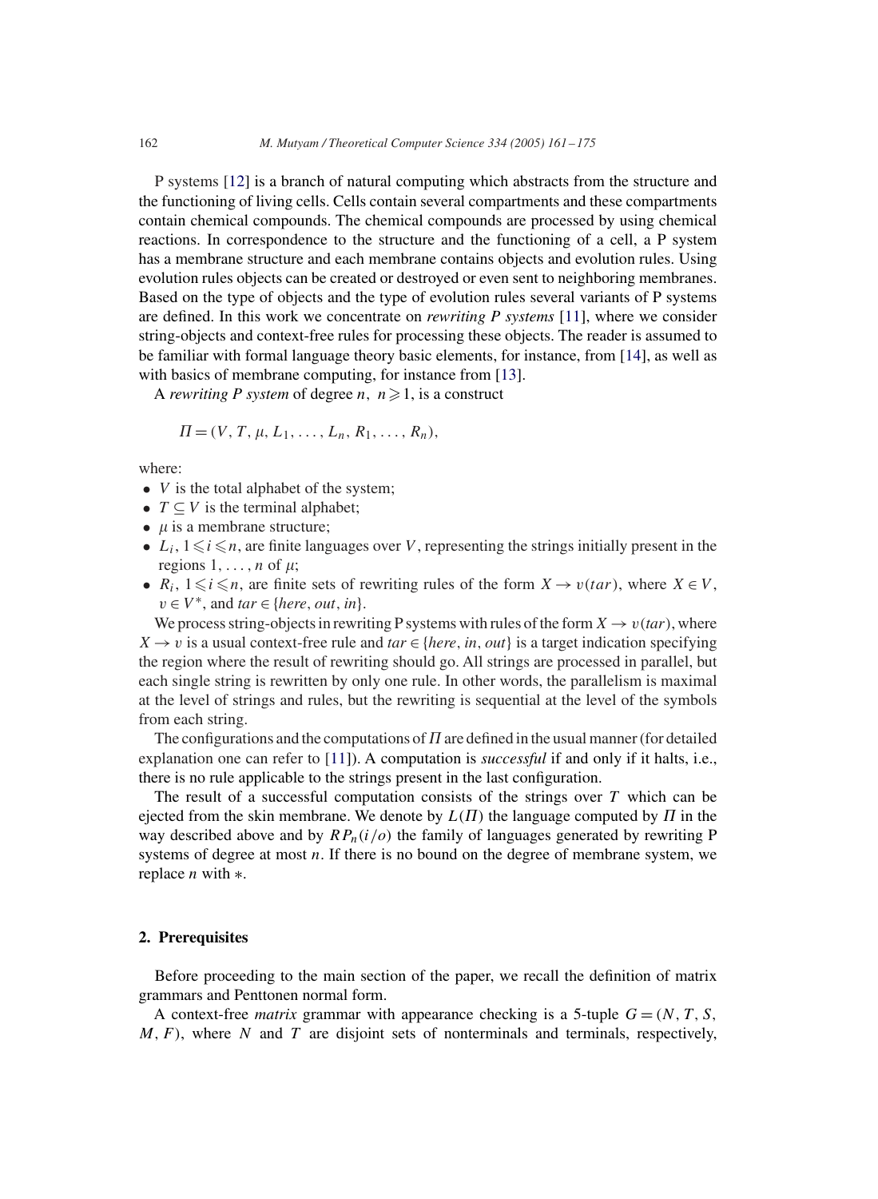P systems [12] is a branch of natural computing which abstracts from the structure and the functioning of living cells. Cells contain several compartments and these compartments contain chemical compounds. The chemical compounds are processed by using chemical reactions. In correspondence to the structure and the functioning of a cell, a P system has a membrane structure and each membrane contains objects and evolution rules. Using evolution rules objects can be created or destroyed or even sent to neighboring membranes. Based on the type of objects and the type of evolution rules several variants of P systems are defined. In this work we concentrate on *rewriting P systems* [11], where we consider string-objects and context-free rules for processing these objects. The reader is assumed to be familiar with formal language theory basic elements, for instance, from [14], as well as with basics of membrane computing, for instance from [13].

A *rewriting P system* of degree $n$, $n \geqslant 1$, is a construct

$$\Pi = (V, T, \mu, L_1, \ldots, L_n, R_1, \ldots, R_n),$$

where:

- $V$ is the total alphabet of the system;
- $T \subseteq V$ is the terminal alphabet;
- $\mu$ is a membrane structure;
- $L_i$, $1 \leqslant i \leqslant n$, are finite languages over $V$, representing the strings initially present in the regions $1, \ldots, n$ of $\mu$;
- $R_i$, $1 \leqslant i \leqslant n$, are finite sets of rewriting rules of the form $X \rightarrow v(tar)$, where $X \in V$, $v \in V^*$, and $tar \in \{here, out, in\}$.

We process string-objects in rewriting P systems with rules of the form $X \rightarrow v(tar)$, where $X \rightarrow v$ is a usual context-free rule and $tar \in \{here, in, out\}$ is a target indication specifying the region where the result of rewriting should go. All strings are processed in parallel, but each single string is rewritten by only one rule. In other words, the parallelism is maximal at the level of strings and rules, but the rewriting is sequential at the level of the symbols from each string.

The configurations and the computations of $\Pi$ are defined in the usual manner (for detailed explanation one can refer to [11]). A computation is *successful* if and only if it halts, i.e., there is no rule applicable to the strings present in the last configuration.

The result of a successful computation consists of the strings over $T$ which can be ejected from the skin membrane. We denote by $L(\Pi)$ the language computed by $\Pi$ in the way described above and by $RP_n(i/o)$ the family of languages generated by rewriting P systems of degree at most $n$. If there is no bound on the degree of membrane system, we replace $n$ with $*$.

## 2. Prerequisites

Before proceeding to the main section of the paper, we recall the definition of matrix grammars and Penttonen normal form.

A context-free *matrix* grammar with appearance checking is a 5-tuple $G = (N, T, S, M, F)$, where $N$ and $T$ are disjoint sets of nonterminals and terminals, respectively,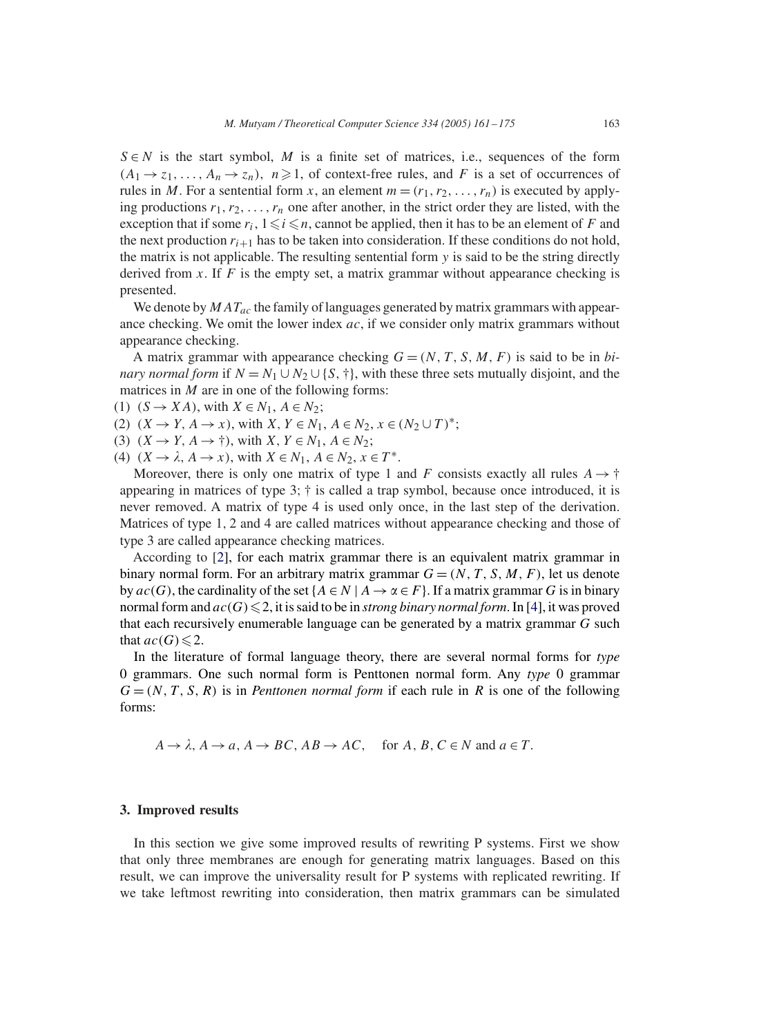$S \in N$ is the start symbol, $M$ is a finite set of matrices, i.e., sequences of the form $(A_1 \to z_1, \ldots, A_n \to z_n)$, $n \geqslant 1$, of context-free rules, and $F$ is a set of occurrences of rules in $M$. For a sentential form $x$, an element $m = (r_1, r_2, \ldots, r_n)$ is executed by applying productions $r_1, r_2, \ldots, r_n$ one after another, in the strict order they are listed, with the exception that if some $r_i$, $1 \leqslant i \leqslant n$, cannot be applied, then it has to be an element of $F$ and the next production $r_{i+1}$ has to be taken into consideration. If these conditions do not hold, the matrix is not applicable. The resulting sentential form $y$ is said to be the string directly derived from $x$. If $F$ is the empty set, a matrix grammar without appearance checking is presented.

We denote by $MAT_{ac}$ the family of languages generated by matrix grammars with appearance checking. We omit the lower index $ac$, if we consider only matrix grammars without appearance checking.

A matrix grammar with appearance checking $G = (N, T, S, M, F)$ is said to be in *binary normal form* if $N = N_1 \cup N_2 \cup \{S, \dagger\}$, with these three sets mutually disjoint, and the matrices in $M$ are in one of the following forms:

(1) $(S \to XA)$, with $X \in N_1$, $A \in N_2$;
(2) $(X \to Y, A \to x)$, with $X, Y \in N_1$, $A \in N_2$, $x \in (N_2 \cup T)^*$;
(3) $(X \to Y, A \to \dagger)$, with $X, Y \in N_1$, $A \in N_2$;
(4) $(X \to \lambda, A \to x)$, with $X \in N_1$, $A \in N_2$, $x \in T^*$.

Moreover, there is only one matrix of type 1 and $F$ consists exactly all rules $A \to \dagger$ appearing in matrices of type 3; $\dagger$ is called a trap symbol, because once introduced, it is never removed. A matrix of type 4 is used only once, in the last step of the derivation. Matrices of type 1, 2 and 4 are called matrices without appearance checking and those of type 3 are called appearance checking matrices.

According to [2], for each matrix grammar there is an equivalent matrix grammar in binary normal form. For an arbitrary matrix grammar $G = (N, T, S, M, F)$, let us denote by $ac(G)$, the cardinality of the set $\{A \in N \mid A \to \alpha \in F\}$. If a matrix grammar $G$ is in binary normal form and $ac(G) \leqslant 2$, it is said to be in *strong binary normal form*. In [4], it was proved that each recursively enumerable language can be generated by a matrix grammar $G$ such that $ac(G) \leqslant 2$.

In the literature of formal language theory, there are several normal forms for *type* 0 grammars. One such normal form is Penttonen normal form. Any *type* 0 grammar $G = (N, T, S, R)$ is in *Penttonen normal form* if each rule in $R$ is one of the following forms:

$$A \to \lambda,\ A \to a,\ A \to BC,\ AB \to AC, \quad \text{for } A, B, C \in N \text{ and } a \in T.$$

## 3. Improved results

In this section we give some improved results of rewriting P systems. First we show that only three membranes are enough for generating matrix languages. Based on this result, we can improve the universality result for P systems with replicated rewriting. If we take leftmost rewriting into consideration, then matrix grammars can be simulated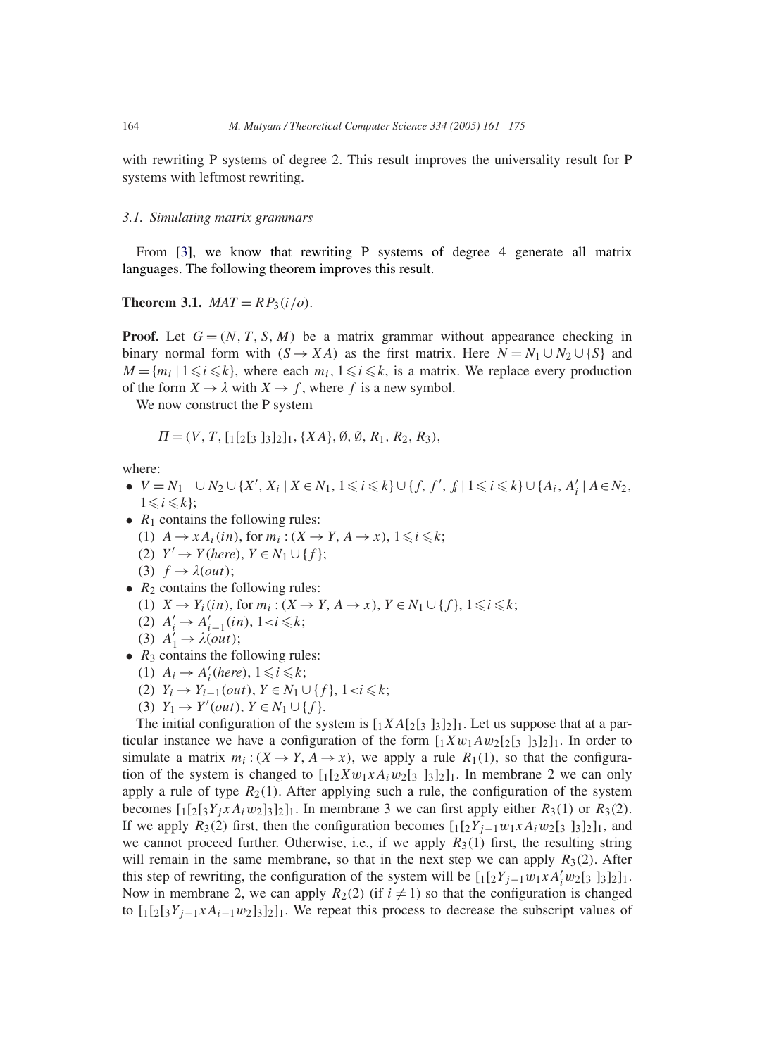with rewriting P systems of degree 2. This result improves the universality result for P systems with leftmost rewriting.

### 3.1. Simulating matrix grammars

From [3], we know that rewriting P systems of degree 4 generate all matrix languages. The following theorem improves this result.

**Theorem 3.1.** $MAT = RP_3(i/o)$.

**Proof.** Let $G = (N, T, S, M)$ be a matrix grammar without appearance checking in binary normal form with $(S \to XA)$ as the first matrix. Here $N = N_1 \cup N_2 \cup \{S\}$ and $M = \{m_i \mid 1 \leqslant i \leqslant k\}$, where each $m_i$, $1 \leqslant i \leqslant k$, is a matrix. We replace every production of the form $X \to \lambda$ with $X \to f$, where $f$ is a new symbol.

We now construct the P system

$$\Pi = (V, T, [_1[_2[_3\ ]_3]_2]_1, \{XA\}, \emptyset, \emptyset, R_1, R_2, R_3),$$

where:

- $V = N_1 \cup N_2 \cup \{X', X_i \mid X \in N_1, 1 \leqslant i \leqslant k\} \cup \{f, f', f_i \mid 1 \leqslant i \leqslant k\} \cup \{A_i, A_i' \mid A \in N_2, 1 \leqslant i \leqslant k\}$;
- $R_1$ contains the following rules:
  (1) $A \to xA_i(in)$, for $m_i : (X \to Y, A \to x)$, $1 \leqslant i \leqslant k$;
  (2) $Y' \to Y(here)$, $Y \in N_1 \cup \{f\}$;
  (3) $f \to \lambda(out)$;
- $R_2$ contains the following rules:
  (1) $X \to Y_i(in)$, for $m_i : (X \to Y, A \to x)$, $Y \in N_1 \cup \{f\}$, $1 \leqslant i \leqslant k$;
  (2) $A_i' \to A_{i-1}'(in)$, $1 < i \leqslant k$;
  (3) $A_1' \to \lambda(out)$;
- $R_3$ contains the following rules:
  (1) $A_i \to A_i'(here)$, $1 \leqslant i \leqslant k$;
  (2) $Y_i \to Y_{i-1}(out)$, $Y \in N_1 \cup \{f\}$, $1 < i \leqslant k$;
  (3) $Y_1 \to Y'(out)$, $Y \in N_1 \cup \{f\}$.

The initial configuration of the system is $[_1XA[_2[_3\ ]_3]_2]_1$. Let us suppose that at a particular instance we have a configuration of the form $[_1Xw_1Aw_2[_2[_3\ ]_3]_2]_1$. In order to simulate a matrix $m_i : (X \to Y, A \to x)$, we apply a rule $R_1(1)$, so that the configuration of the system is changed to $[_1[_2Xw_1xA_iw_2[_3\ ]_3]_2]_1$. In membrane 2 we can only apply a rule of type $R_2(1)$. After applying such a rule, the configuration of the system becomes $[_1[_2[_3Y_jxA_iw_2]_3]_2]_1$. In membrane 3 we can first apply either $R_3(1)$ or $R_3(2)$. If we apply $R_3(2)$ first, then the configuration becomes $[_1[_2Y_{j-1}w_1xA_iw_2[_3\ ]_3]_2]_1$, and we cannot proceed further. Otherwise, i.e., if we apply $R_3(1)$ first, the resulting string will remain in the same membrane, so that in the next step we can apply $R_3(2)$. After this step of rewriting, the configuration of the system will be $[_1[_2Y_{j-1}w_1xA_i'w_2[_3\ ]_3]_2]_1$. Now in membrane 2, we can apply $R_2(2)$ (if $i \neq 1$) so that the configuration is changed to $[_1[_2[_3Y_{j-1}xA_{i-1}w_2]_3]_2]_1$. We repeat this process to decrease the subscript values of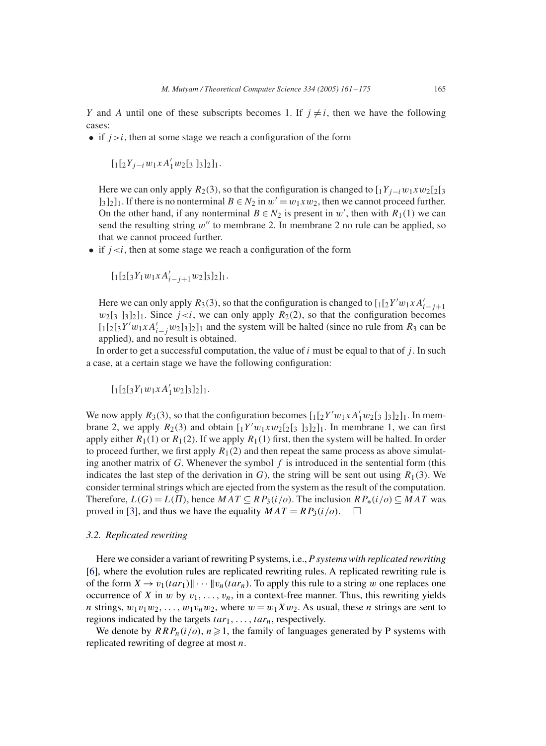$Y$ and $A$ until one of these subscripts becomes 1. If $j \neq i$, then we have the following cases:

- if $j > i$, then at some stage we reach a configuration of the form

  $$[_1[_2 Y_{j-i} w_1 x A'_1 w_2 [_3\ ]_3]_2]_1.$$

  Here we can only apply $R_2(3)$, so that the configuration is changed to $[_1 Y_{j-i} w_1 x w_2 [_2[_3\ ]_3]_2]_1$. If there is no nonterminal $B \in N_2$ in $w' = w_1 x w_2$, then we cannot proceed further. On the other hand, if any nonterminal $B \in N_2$ is present in $w'$, then with $R_1(1)$ we can send the resulting string $w''$ to membrane 2. In membrane 2 no rule can be applied, so that we cannot proceed further.

- if $j < i$, then at some stage we reach a configuration of the form

  $$[_1[_2[_3 Y_1 w_1 x A'_{i-j+1} w_2]_3]_2]_1.$$

  Here we can only apply $R_3(3)$, so that the configuration is changed to $[_1[_2 Y' w_1 x A'_{i-j+1} w_2 [_3\ ]_3]_2]_1$. Since $j < i$, we can only apply $R_2(2)$, so that the configuration becomes $[_1[_2[_3 Y' w_1 x A'_{i-j} w_2]_3]_2]_1$ and the system will be halted (since no rule from $R_3$ can be applied), and no result is obtained.

In order to get a successful computation, the value of $i$ must be equal to that of $j$. In such a case, at a certain stage we have the following configuration:

$$[_1[_2[_3 Y_1 w_1 x A'_1 w_2]_3]_2]_1.$$

We now apply $R_3(3)$, so that the configuration becomes $[_1[_2 Y' w_1 x A'_1 w_2 [_3\ ]_3]_2]_1$. In membrane 2, we apply $R_2(3)$ and obtain $[_1 Y' w_1 x w_2 [_2[_3\ ]_3]_2]_1$. In membrane 1, we can first apply either $R_1(1)$ or $R_1(2)$. If we apply $R_1(1)$ first, then the system will be halted. In order to proceed further, we first apply $R_1(2)$ and then repeat the same process as above simulating another matrix of $G$. Whenever the symbol $f$ is introduced in the sentential form (this indicates the last step of the derivation in $G$), the string will be sent out using $R_1(3)$. We consider terminal strings which are ejected from the system as the result of the computation. Therefore, $L(G) = L(\Pi)$, hence $MAT \subseteq RP_3(i/o)$. The inclusion $RP_*(i/o) \subseteq MAT$ was proved in [3], and thus we have the equality $MAT = RP_3(i/o)$. □

### 3.2. Replicated rewriting

Here we consider a variant of rewriting P systems, i.e., *P systems with replicated rewriting* [6], where the evolution rules are replicated rewriting rules. A replicated rewriting rule is of the form $X \to v_1(tar_1) \| \cdots \| v_n(tar_n)$. To apply this rule to a string $w$ one replaces one occurrence of $X$ in $w$ by $v_1, \ldots, v_n$, in a context-free manner. Thus, this rewriting yields $n$ strings, $w_1 v_1 w_2, \ldots, w_1 v_n w_2$, where $w = w_1 X w_2$. As usual, these $n$ strings are sent to regions indicated by the targets $tar_1, \ldots, tar_n$, respectively.

We denote by $RRP_n(i/o)$, $n \geqslant 1$, the family of languages generated by P systems with replicated rewriting of degree at most $n$.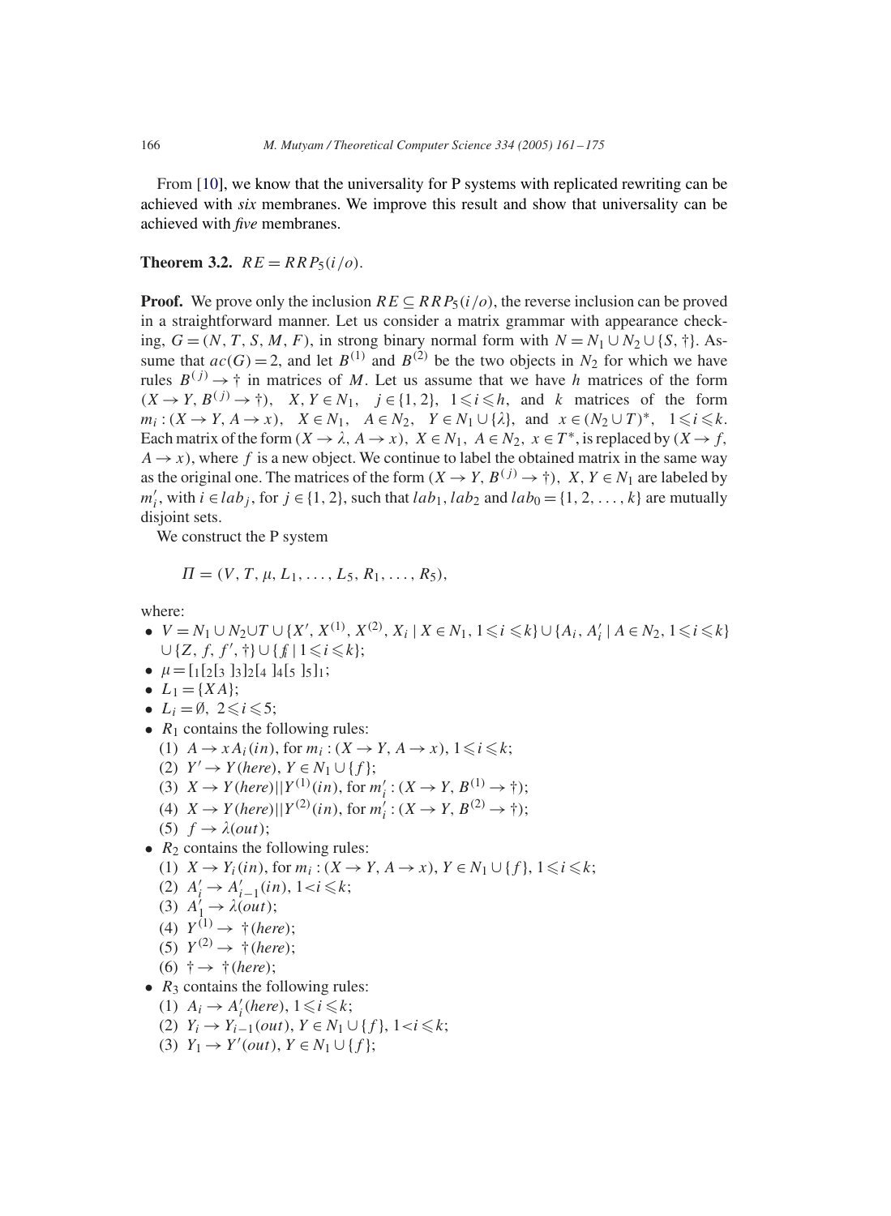From [10], we know that the universality for P systems with replicated rewriting can be achieved with *six* membranes. We improve this result and show that universality can be achieved with *five* membranes.

**Theorem 3.2.** $RE = RRP_5(i/o)$.

**Proof.** We prove only the inclusion $RE \subseteq RRP_5(i/o)$, the reverse inclusion can be proved in a straightforward manner. Let us consider a matrix grammar with appearance checking, $G = (N, T, S, M, F)$, in strong binary normal form with $N = N_1 \cup N_2 \cup \{S, \dagger\}$. Assume that $ac(G) = 2$, and let $B^{(1)}$ and $B^{(2)}$ be the two objects in $N_2$ for which we have rules $B^{(j)} \to \dagger$ in matrices of $M$. Let us assume that we have $h$ matrices of the form $(X \to Y, B^{(j)} \to \dagger)$, $X, Y \in N_1$, $j \in \{1, 2\}$, $1 \leqslant i \leqslant h$, and $k$ matrices of the form $m_i : (X \to Y, A \to x)$, $X \in N_1$, $A \in N_2$, $Y \in N_1 \cup \{\lambda\}$, and $x \in (N_2 \cup T)^*$, $1 \leqslant i \leqslant k$. Each matrix of the form $(X \to \lambda, A \to x)$, $X \in N_1$, $A \in N_2$, $x \in T^*$, is replaced by $(X \to f, A \to x)$, where $f$ is a new object. We continue to label the obtained matrix in the same way as the original one. The matrices of the form $(X \to Y, B^{(j)} \to \dagger)$, $X, Y \in N_1$ are labeled by $m'_i$, with $i \in lab_j$, for $j \in \{1, 2\}$, such that $lab_1$, $lab_2$ and $lab_0 = \{1, 2, \ldots, k\}$ are mutually disjoint sets.

We construct the P system

$$\Pi = (V, T, \mu, L_1, \ldots, L_5, R_1, \ldots, R_5),$$

where:

- $V = N_1 \cup N_2 \cup T \cup \{X', X^{(1)}, X^{(2)}, X_i \mid X \in N_1, 1 \leqslant i \leqslant k\} \cup \{A_i, A'_i \mid A \in N_2, 1 \leqslant i \leqslant k\}$ $\cup \{Z, f, f', \dagger\} \cup \{f_i \mid 1 \leqslant i \leqslant k\}$;
- $\mu = [_1 [_2 [_3\ ]_3 ]_2 [_4\ ]_4 [_5\ ]_5 ]_1$;
- $L_1 = \{XA\}$;
- $L_i = \emptyset$, $2 \leqslant i \leqslant 5$;
- $R_1$ contains the following rules:
  (1) $A \to x A_i(in)$, for $m_i : (X \to Y, A \to x)$, $1 \leqslant i \leqslant k$;
  (2) $Y' \to Y(here)$, $Y \in N_1 \cup \{f\}$;
  (3) $X \to Y(here) || Y^{(1)}(in)$, for $m'_i : (X \to Y, B^{(1)} \to \dagger)$;
  (4) $X \to Y(here) || Y^{(2)}(in)$, for $m'_i : (X \to Y, B^{(2)} \to \dagger)$;
  (5) $f \to \lambda(out)$;
- $R_2$ contains the following rules:
  (1) $X \to Y_i(in)$, for $m_i : (X \to Y, A \to x)$, $Y \in N_1 \cup \{f\}$, $1 \leqslant i \leqslant k$;
  (2) $A'_i \to A'_{i-1}(in)$, $1 < i \leqslant k$;
  (3) $A'_1 \to \lambda(out)$;
  (4) $Y^{(1)} \to\ \dagger(here)$;
  (5) $Y^{(2)} \to\ \dagger(here)$;
  (6) $\dagger \to\ \dagger(here)$;
- $R_3$ contains the following rules:
  (1) $A_i \to A'_i(here)$, $1 \leqslant i \leqslant k$;
  (2) $Y_i \to Y_{i-1}(out)$, $Y \in N_1 \cup \{f\}$, $1 < i \leqslant k$;
  (3) $Y_1 \to Y'(out)$, $Y \in N_1 \cup \{f\}$;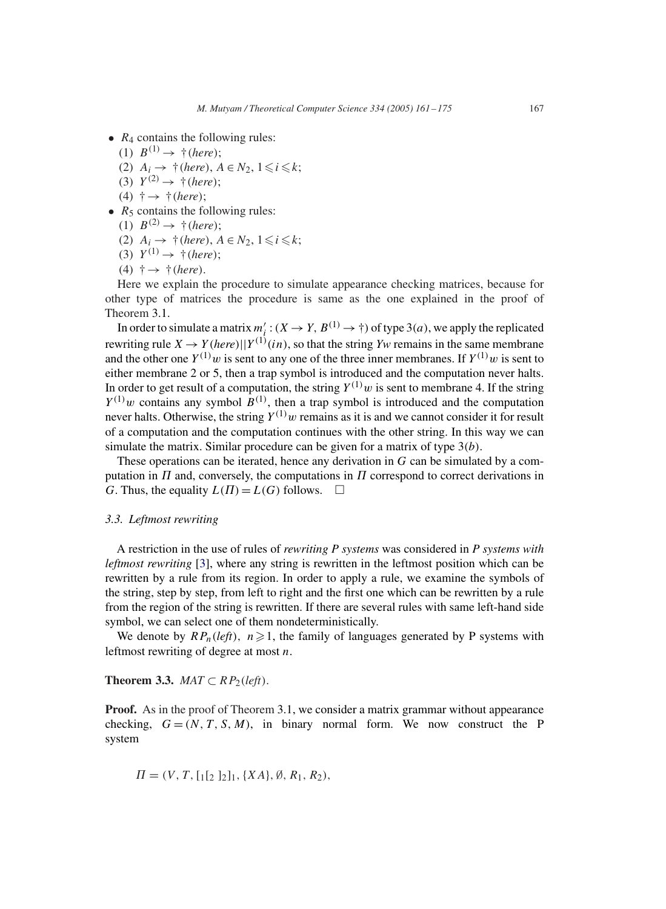- $R_4$ contains the following rules:
  1. $B^{(1)} \to \dagger(here)$;
  2. $A_i \to \dagger(here)$, $A \in N_2$, $1 \leqslant i \leqslant k$;
  3. $Y^{(2)} \to \dagger(here)$;
  4. $\dagger \to \dagger(here)$;
- $R_5$ contains the following rules:
  1. $B^{(2)} \to \dagger(here)$;
  2. $A_i \to \dagger(here)$, $A \in N_2$, $1 \leqslant i \leqslant k$;
  3. $Y^{(1)} \to \dagger(here)$;
  4. $\dagger \to \dagger(here)$.

Here we explain the procedure to simulate appearance checking matrices, because for other type of matrices the procedure is same as the one explained in the proof of Theorem 3.1.

In order to simulate a matrix $m_i' : (X \to Y, B^{(1)} \to \dagger)$ of type $3(a)$, we apply the replicated rewriting rule $X \to Y(here)||Y^{(1)}(in)$, so that the string $Yw$ remains in the same membrane and the other one $Y^{(1)}w$ is sent to any one of the three inner membranes. If $Y^{(1)}w$ is sent to either membrane 2 or 5, then a trap symbol is introduced and the computation never halts. In order to get result of a computation, the string $Y^{(1)}w$ is sent to membrane 4. If the string $Y^{(1)}w$ contains any symbol $B^{(1)}$, then a trap symbol is introduced and the computation never halts. Otherwise, the string $Y^{(1)}w$ remains as it is and we cannot consider it for result of a computation and the computation continues with the other string. In this way we can simulate the matrix. Similar procedure can be given for a matrix of type $3(b)$.

These operations can be iterated, hence any derivation in $G$ can be simulated by a computation in $\Pi$ and, conversely, the computations in $\Pi$ correspond to correct derivations in $G$. Thus, the equality $L(\Pi) = L(G)$ follows. $\square$

### 3.3. Leftmost rewriting

A restriction in the use of rules of *rewriting P systems* was considered in *P systems with leftmost rewriting* [3], where any string is rewritten in the leftmost position which can be rewritten by a rule from its region. In order to apply a rule, we examine the symbols of the string, step by step, from left to right and the first one which can be rewritten by a rule from the region of the string is rewritten. If there are several rules with same left-hand side symbol, we can select one of them nondeterministically.

We denote by $RP_n(left)$, $n \geqslant 1$, the family of languages generated by P systems with leftmost rewriting of degree at most $n$.

**Theorem 3.3.** $MAT \subset RP_2(left)$.

**Proof.** As in the proof of Theorem 3.1, we consider a matrix grammar without appearance checking, $G = (N, T, S, M)$, in binary normal form. We now construct the P system

$$\Pi = (V, T, [_1[_2\ ]_2]_1, \{XA\}, \emptyset, R_1, R_2),$$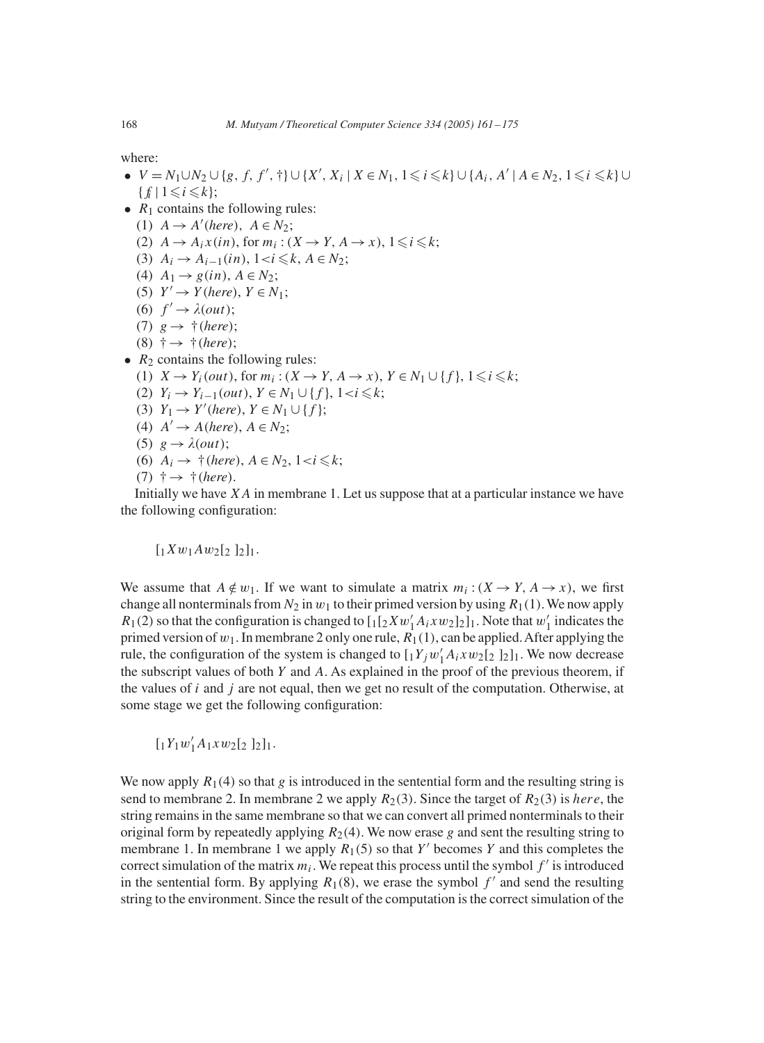where:

- $V = N_1 \cup N_2 \cup \{g, f, f', \dagger\} \cup \{X', X_i \mid X \in N_1, 1 \leqslant i \leqslant k\} \cup \{A_i, A' \mid A \in N_2, 1 \leqslant i \leqslant k\} \cup \{f_i \mid 1 \leqslant i \leqslant k\}$;
- $R_1$ contains the following rules:
  (1) $A \to A'(here),\ A \in N_2$;
  (2) $A \to A_i x(in)$, for $m_i : (X \to Y, A \to x)$, $1 \leqslant i \leqslant k$;
  (3) $A_i \to A_{i-1}(in)$, $1 < i \leqslant k$, $A \in N_2$;
  (4) $A_1 \to g(in)$, $A \in N_2$;
  (5) $Y' \to Y(here)$, $Y \in N_1$;
  (6) $f' \to \lambda(out)$;
  (7) $g \to \dagger(here)$;
  (8) $\dagger \to \dagger(here)$;
- $R_2$ contains the following rules:
  (1) $X \to Y_i(out)$, for $m_i : (X \to Y, A \to x)$, $Y \in N_1 \cup \{f\}$, $1 \leqslant i \leqslant k$;
  (2) $Y_i \to Y_{i-1}(out)$, $Y \in N_1 \cup \{f\}$, $1 < i \leqslant k$;
  (3) $Y_1 \to Y'(here)$, $Y \in N_1 \cup \{f\}$;
  (4) $A' \to A(here)$, $A \in N_2$;
  (5) $g \to \lambda(out)$;
  (6) $A_i \to \dagger(here)$, $A \in N_2$, $1 < i \leqslant k$;
  (7) $\dagger \to \dagger(here)$.

Initially we have $XA$ in membrane 1. Let us suppose that at a particular instance we have the following configuration:

$$[_1 X w_1 A w_2 [_2\ ]_2]_1.$$

We assume that $A \notin w_1$. If we want to simulate a matrix $m_i : (X \to Y, A \to x)$, we first change all nonterminals from $N_2$ in $w_1$ to their primed version by using $R_1(1)$. We now apply $R_1(2)$ so that the configuration is changed to $[_1[_2 X w'_1 A_i x w_2]_2]_1$. Note that $w'_1$ indicates the primed version of $w_1$. In membrane 2 only one rule, $R_1(1)$, can be applied. After applying the rule, the configuration of the system is changed to $[_1 Y_j w'_1 A_i x w_2 [_2\ ]_2]_1$. We now decrease the subscript values of both $Y$ and $A$. As explained in the proof of the previous theorem, if the values of $i$ and $j$ are not equal, then we get no result of the computation. Otherwise, at some stage we get the following configuration:

$$[_1 Y_1 w'_1 A_1 x w_2 [_2\ ]_2]_1.$$

We now apply $R_1(4)$ so that $g$ is introduced in the sentential form and the resulting string is send to membrane 2. In membrane 2 we apply $R_2(3)$. Since the target of $R_2(3)$ is *here*, the string remains in the same membrane so that we can convert all primed nonterminals to their original form by repeatedly applying $R_2(4)$. We now erase $g$ and sent the resulting string to membrane 1. In membrane 1 we apply $R_1(5)$ so that $Y'$ becomes $Y$ and this completes the correct simulation of the matrix $m_i$. We repeat this process until the symbol $f'$ is introduced in the sentential form. By applying $R_1(8)$, we erase the symbol $f'$ and send the resulting string to the environment. Since the result of the computation is the correct simulation of the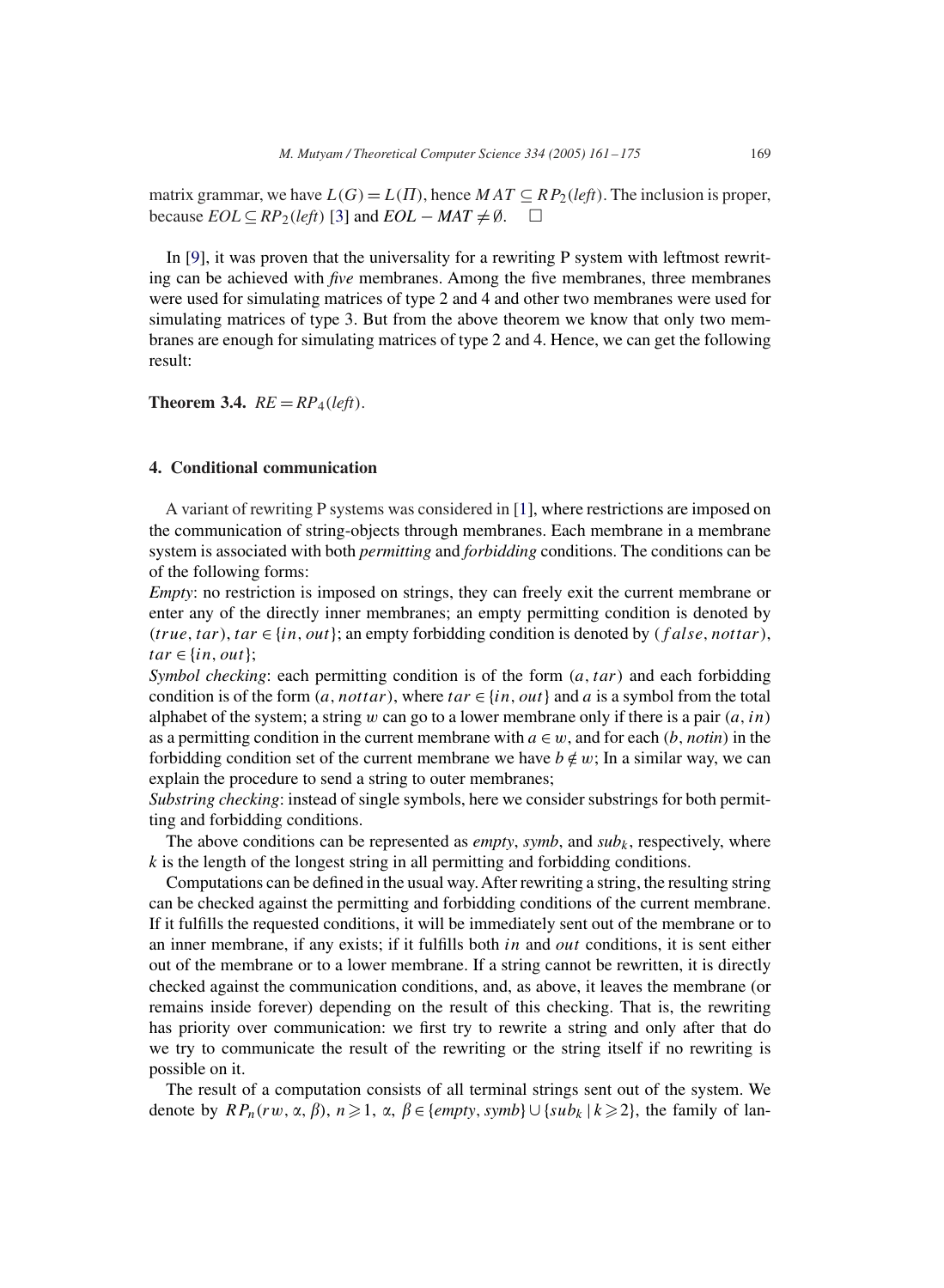matrix grammar, we have $L(G) = L(\Pi)$, hence $MAT \subseteq RP_2(left)$. The inclusion is proper, because $EOL \subseteq RP_2(left)$ [3] and $EOL - MAT \neq \emptyset$. $\square$

In [9], it was proven that the universality for a rewriting P system with leftmost rewriting can be achieved with *five* membranes. Among the five membranes, three membranes were used for simulating matrices of type 2 and 4 and other two membranes were used for simulating matrices of type 3. But from the above theorem we know that only two membranes are enough for simulating matrices of type 2 and 4. Hence, we can get the following result:

**Theorem 3.4.** $RE = RP_4(left)$.

## 4. Conditional communication

A variant of rewriting P systems was considered in [1], where restrictions are imposed on the communication of string-objects through membranes. Each membrane in a membrane system is associated with both *permitting* and *forbidding* conditions. The conditions can be of the following forms:

*Empty*: no restriction is imposed on strings, they can freely exit the current membrane or enter any of the directly inner membranes; an empty permitting condition is denoted by $(true, tar)$, $tar \in \{in, out\}$; an empty forbidding condition is denoted by $(false, nottar)$, $tar \in \{in, out\}$;

*Symbol checking*: each permitting condition is of the form $(a, tar)$ and each forbidding condition is of the form $(a, nottar)$, where $tar \in \{in, out\}$ and $a$ is a symbol from the total alphabet of the system; a string $w$ can go to a lower membrane only if there is a pair $(a, in)$ as a permitting condition in the current membrane with $a \in w$, and for each $(b, notin)$ in the forbidding condition set of the current membrane we have $b \notin w$; In a similar way, we can explain the procedure to send a string to outer membranes;

*Substring checking*: instead of single symbols, here we consider substrings for both permitting and forbidding conditions.

The above conditions can be represented as *empty*, *symb*, and $sub_k$, respectively, where $k$ is the length of the longest string in all permitting and forbidding conditions.

Computations can be defined in the usual way. After rewriting a string, the resulting string can be checked against the permitting and forbidding conditions of the current membrane. If it fulfills the requested conditions, it will be immediately sent out of the membrane or to an inner membrane, if any exists; if it fulfills both $in$ and $out$ conditions, it is sent either out of the membrane or to a lower membrane. If a string cannot be rewritten, it is directly checked against the communication conditions, and, as above, it leaves the membrane (or remains inside forever) depending on the result of this checking. That is, the rewriting has priority over communication: we first try to rewrite a string and only after that do we try to communicate the result of the rewriting or the string itself if no rewriting is possible on it.

The result of a computation consists of all terminal strings sent out of the system. We denote by $RP_n(rw, \alpha, \beta)$, $n \geqslant 1$, $\alpha, \beta \in \{empty, symb\} \cup \{sub_k \mid k \geqslant 2\}$, the family of lan-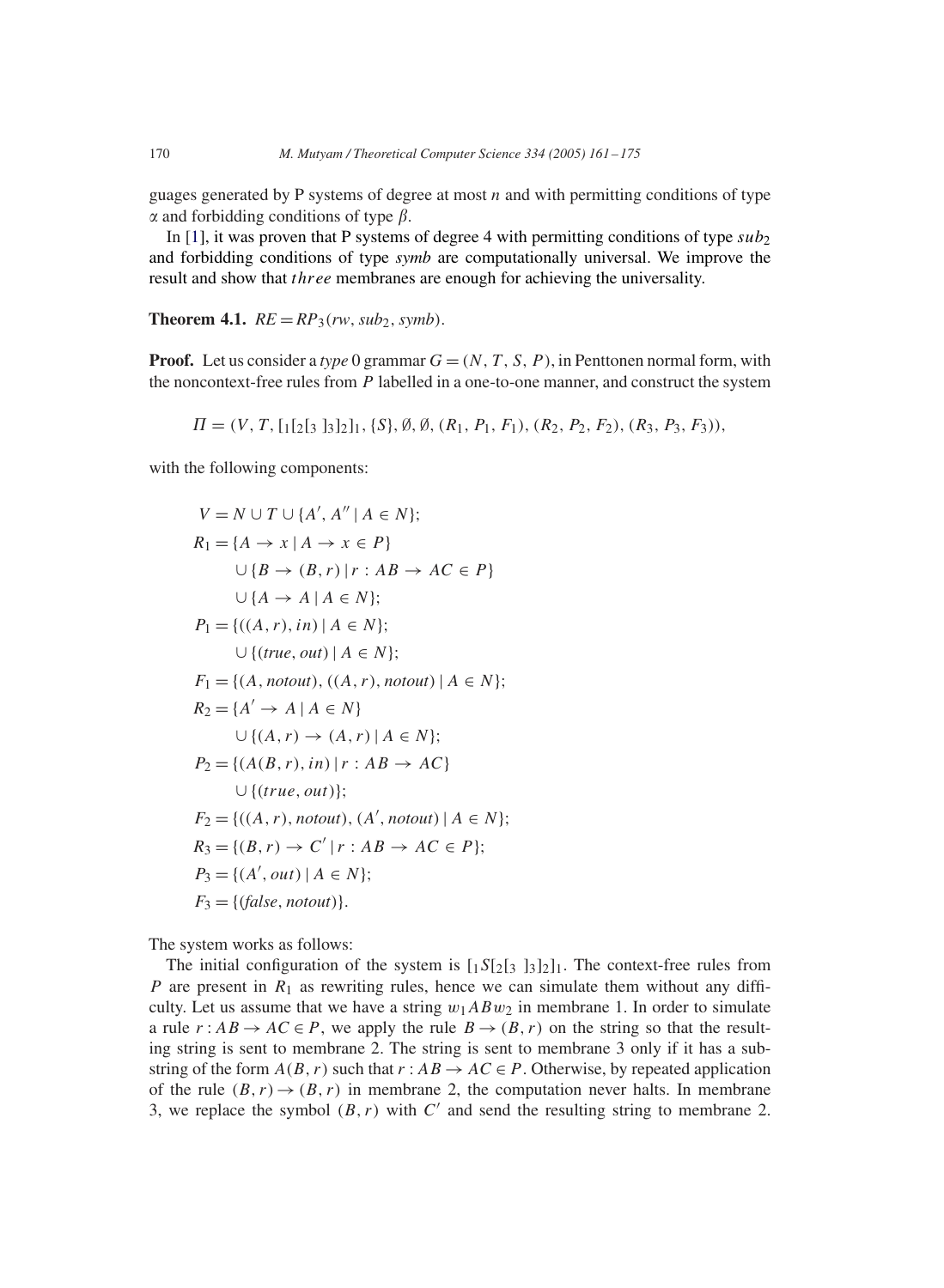guages generated by P systems of degree at most $n$ and with permitting conditions of type $\alpha$ and forbidding conditions of type $\beta$.

In [1], it was proven that P systems of degree 4 with permitting conditions of type $sub_2$ and forbidding conditions of type *symb* are computationally universal. We improve the result and show that *three* membranes are enough for achieving the universality.

**Theorem 4.1.** $RE = RP_3(rw, sub_2, symb)$.

**Proof.** Let us consider a *type* 0 grammar $G = (N, T, S, P)$, in Penttonen normal form, with the noncontext-free rules from $P$ labelled in a one-to-one manner, and construct the system

$$\Pi = (V, T, [_1[_2[_3\ ]_3]_2]_1, \{S\}, \emptyset, \emptyset, (R_1, P_1, F_1), (R_2, P_2, F_2), (R_3, P_3, F_3)),$$

with the following components:

$$
\begin{aligned}
V &= N \cup T \cup \{A', A'' \mid A \in N\};\\
R_1 &= \{A \to x \mid A \to x \in P\}\\
&\quad \cup \{B \to (B, r) \mid r : AB \to AC \in P\}\\
&\quad \cup \{A \to A \mid A \in N\};\\
P_1 &= \{((A, r), in) \mid A \in N\};\\
&\quad \cup \{(true, out) \mid A \in N\};\\
F_1 &= \{(A, notout), ((A, r), notout) \mid A \in N\};\\
R_2 &= \{A' \to A \mid A \in N\}\\
&\quad \cup \{(A, r) \to (A, r) \mid A \in N\};\\
P_2 &= \{(A(B, r), in) \mid r : AB \to AC\}\\
&\quad \cup \{(true, out)\};\\
F_2 &= \{((A, r), notout), (A', notout) \mid A \in N\};\\
R_3 &= \{(B, r) \to C' \mid r : AB \to AC \in P\};\\
P_3 &= \{(A', out) \mid A \in N\};\\
F_3 &= \{(false, notout)\}.
\end{aligned}
$$

The system works as follows:

The initial configuration of the system is $[_1 S[_2[_3\ ]_3]_2]_1$. The context-free rules from $P$ are present in $R_1$ as rewriting rules, hence we can simulate them without any difficulty. Let us assume that we have a string $w_1 AB w_2$ in membrane 1. In order to simulate a rule $r : AB \to AC \in P$, we apply the rule $B \to (B, r)$ on the string so that the resulting string is sent to membrane 2. The string is sent to membrane 3 only if it has a substring of the form $A(B, r)$ such that $r : AB \to AC \in P$. Otherwise, by repeated application of the rule $(B, r) \to (B, r)$ in membrane 2, the computation never halts. In membrane 3, we replace the symbol $(B, r)$ with $C'$ and send the resulting string to membrane 2.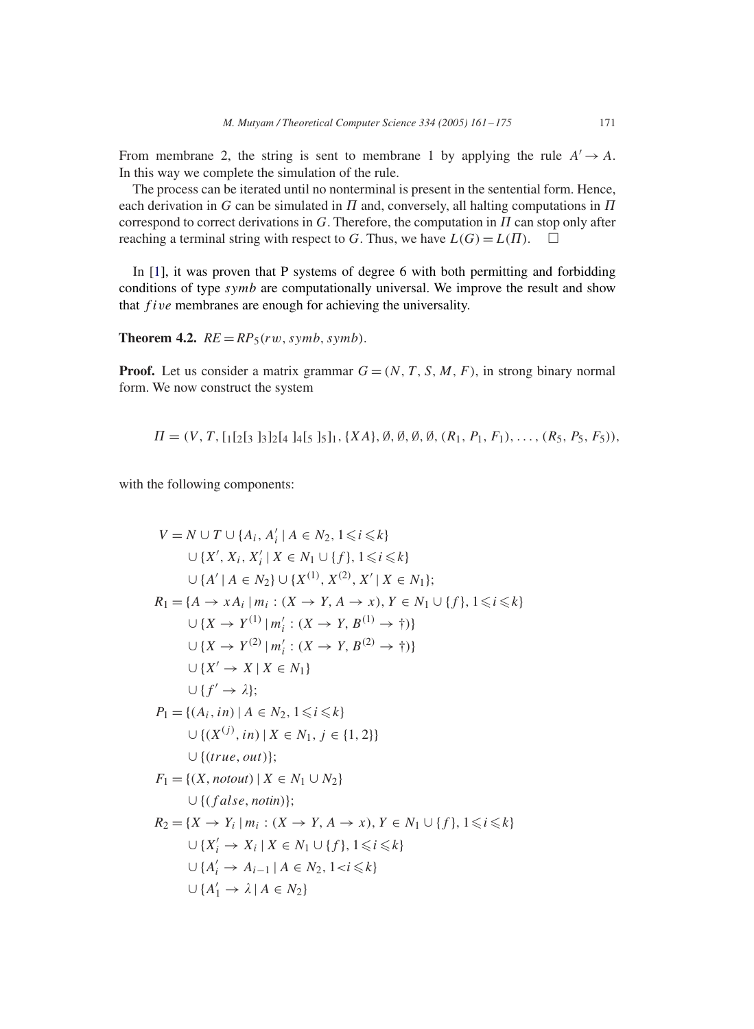From membrane 2, the string is sent to membrane 1 by applying the rule $A' \to A$. In this way we complete the simulation of the rule.

The process can be iterated until no nonterminal is present in the sentential form. Hence, each derivation in $G$ can be simulated in $\Pi$ and, conversely, all halting computations in $\Pi$ correspond to correct derivations in $G$. Therefore, the computation in $\Pi$ can stop only after reaching a terminal string with respect to $G$. Thus, we have $L(G) = L(\Pi)$. $\square$

In [1], it was proven that P systems of degree 6 with both permitting and forbidding conditions of type *symb* are computationally universal. We improve the result and show that *five* membranes are enough for achieving the universality.

**Theorem 4.2.** $RE = RP_5(rw, symb, symb)$.

**Proof.** Let us consider a matrix grammar $G = (N, T, S, M, F)$, in strong binary normal form. We now construct the system

$$\Pi = (V, T, [_1[_2[_3\ ]_3]_2[_4\ ]_4[_5\ ]_5]_1, \{XA\}, \emptyset, \emptyset, \emptyset, \emptyset, (R_1, P_1, F_1), \ldots, (R_5, P_5, F_5)),$$

with the following components:

$$
\begin{aligned}
V = {} & N \cup T \cup \{A_i, A_i' \mid A \in N_2, 1 \leqslant i \leqslant k\} \\
& \cup \{X', X_i, X_i' \mid X \in N_1 \cup \{f\}, 1 \leqslant i \leqslant k\} \\
& \cup \{A' \mid A \in N_2\} \cup \{X^{(1)}, X^{(2)}, X' \mid X \in N_1\}; \\
R_1 = {} & \{A \to xA_i \mid m_i : (X \to Y, A \to x), Y \in N_1 \cup \{f\}, 1 \leqslant i \leqslant k\} \\
& \cup \{X \to Y^{(1)} \mid m_i' : (X \to Y, B^{(1)} \to \dagger)\} \\
& \cup \{X \to Y^{(2)} \mid m_i' : (X \to Y, B^{(2)} \to \dagger)\} \\
& \cup \{X' \to X \mid X \in N_1\} \\
& \cup \{f' \to \lambda\}; \\
P_1 = {} & \{(A_i, in) \mid A \in N_2, 1 \leqslant i \leqslant k\} \\
& \cup \{(X^{(j)}, in) \mid X \in N_1, j \in \{1, 2\}\} \\
& \cup \{(true, out)\}; \\
F_1 = {} & \{(X, notout) \mid X \in N_1 \cup N_2\} \\
& \cup \{(false, notin)\}; \\
R_2 = {} & \{X \to Y_i \mid m_i : (X \to Y, A \to x), Y \in N_1 \cup \{f\}, 1 \leqslant i \leqslant k\} \\
& \cup \{X_i' \to X_i \mid X \in N_1 \cup \{f\}, 1 \leqslant i \leqslant k\} \\
& \cup \{A_i' \to A_{i-1} \mid A \in N_2, 1 < i \leqslant k\} \\
& \cup \{A_1' \to \lambda \mid A \in N_2\}
\end{aligned}
$$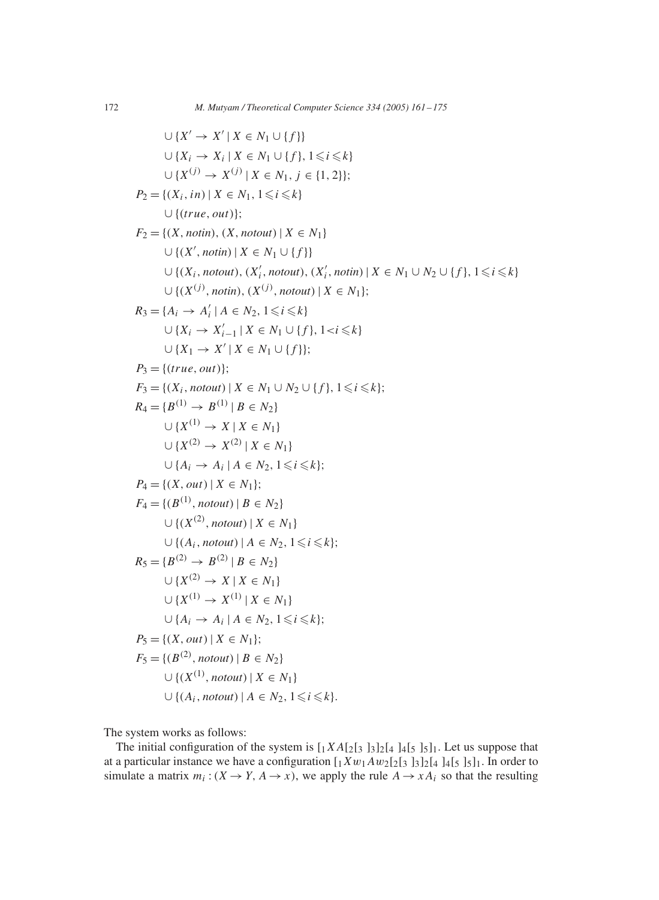$$\cup \{X' \to X' \mid X \in N_1 \cup \{f\}\}$$
$$\cup \{X_i \to X_i \mid X \in N_1 \cup \{f\}, 1 \leqslant i \leqslant k\}$$
$$\cup \{X^{(j)} \to X^{(j)} \mid X \in N_1, j \in \{1, 2\}\};$$

$$P_2 = \{(X_i, in) \mid X \in N_1, 1 \leqslant i \leqslant k\}$$
$$\cup \{(true, out)\};$$

$$F_2 = \{(X, notin), (X, notout) \mid X \in N_1\}$$
$$\cup \{(X', notin) \mid X \in N_1 \cup \{f\}\}$$
$$\cup \{(X_i, notout), (X_i', notout), (X_i', notin) \mid X \in N_1 \cup N_2 \cup \{f\}, 1 \leqslant i \leqslant k\}$$
$$\cup \{(X^{(j)}, notin), (X^{(j)}, notout) \mid X \in N_1\};$$

$$R_3 = \{A_i \to A_i' \mid A \in N_2, 1 \leqslant i \leqslant k\}$$
$$\cup \{X_i \to X_{i-1}' \mid X \in N_1 \cup \{f\}, 1 < i \leqslant k\}$$
$$\cup \{X_1 \to X' \mid X \in N_1 \cup \{f\}\};$$

$$P_3 = \{(true, out)\};$$

$$F_3 = \{(X_i, notout) \mid X \in N_1 \cup N_2 \cup \{f\}, 1 \leqslant i \leqslant k\};$$

$$R_4 = \{B^{(1)} \to B^{(1)} \mid B \in N_2\}$$
$$\cup \{X^{(1)} \to X \mid X \in N_1\}$$
$$\cup \{X^{(2)} \to X^{(2)} \mid X \in N_1\}$$
$$\cup \{A_i \to A_i \mid A \in N_2, 1 \leqslant i \leqslant k\};$$

$$P_4 = \{(X, out) \mid X \in N_1\};$$

$$F_4 = \{(B^{(1)}, notout) \mid B \in N_2\}$$
$$\cup \{(X^{(2)}, notout) \mid X \in N_1\}$$
$$\cup \{(A_i, notout) \mid A \in N_2, 1 \leqslant i \leqslant k\};$$

$$R_5 = \{B^{(2)} \to B^{(2)} \mid B \in N_2\}$$
$$\cup \{X^{(2)} \to X \mid X \in N_1\}$$
$$\cup \{X^{(1)} \to X^{(1)} \mid X \in N_1\}$$
$$\cup \{A_i \to A_i \mid A \in N_2, 1 \leqslant i \leqslant k\};$$

$$P_5 = \{(X, out) \mid X \in N_1\};$$

$$F_5 = \{(B^{(2)}, notout) \mid B \in N_2\}$$
$$\cup \{(X^{(1)}, notout) \mid X \in N_1\}$$
$$\cup \{(A_i, notout) \mid A \in N_2, 1 \leqslant i \leqslant k\}.$$

The system works as follows:

The initial configuration of the system is $[_1 XA[_2[_3\ ]_3]_2[_4\ ]_4[_5\ ]_5]_1$. Let us suppose that at a particular instance we have a configuration $[_1 Xw_1Aw_2[_2[_3\ ]_3]_2[_4\ ]_4[_5\ ]_5]_1$. In order to simulate a matrix $m_i : (X \to Y, A \to x)$, we apply the rule $A \to xA_i$ so that the resulting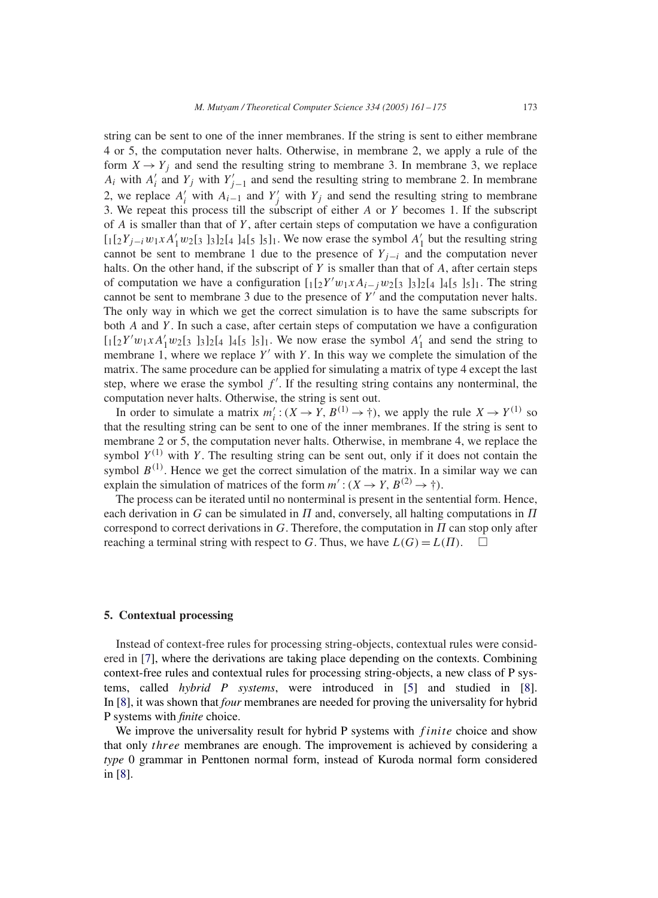string can be sent to one of the inner membranes. If the string is sent to either membrane 4 or 5, the computation never halts. Otherwise, in membrane 2, we apply a rule of the form $X \to Y_j$ and send the resulting string to membrane 3. In membrane 3, we replace $A_i$ with $A'_i$ and $Y_j$ with $Y'_{j-1}$ and send the resulting string to membrane 2. In membrane 2, we replace $A'_i$ with $A_{i-1}$ and $Y'_j$ with $Y_j$ and send the resulting string to membrane 3. We repeat this process till the subscript of either $A$ or $Y$ becomes 1. If the subscript of $A$ is smaller than that of $Y$, after certain steps of computation we have a configuration $[_1[_2Y_{j-i}w_1xA'_1w_2[_3\ ]_3]_2[_4\ ]_4[_5\ ]_5]_1$. We now erase the symbol $A'_1$ but the resulting string cannot be sent to membrane 1 due to the presence of $Y_{j-i}$ and the computation never halts. On the other hand, if the subscript of $Y$ is smaller than that of $A$, after certain steps of computation we have a configuration $[_1[_2Y'w_1xA_{i-j}w_2[_3\ ]_3]_2[_4\ ]_4[_5\ ]_5]_1$. The string cannot be sent to membrane 3 due to the presence of $Y'$ and the computation never halts. The only way in which we get the correct simulation is to have the same subscripts for both $A$ and $Y$. In such a case, after certain steps of computation we have a configuration $[_1[_2Y'w_1xA'_1w_2[_3\ ]_3]_2[_4\ ]_4[_5\ ]_5]_1$. We now erase the symbol $A'_1$ and send the string to membrane 1, where we replace $Y'$ with $Y$. In this way we complete the simulation of the matrix. The same procedure can be applied for simulating a matrix of type 4 except the last step, where we erase the symbol $f'$. If the resulting string contains any nonterminal, the computation never halts. Otherwise, the string is sent out.

In order to simulate a matrix $m'_i : (X \to Y, B^{(1)} \to \dagger)$, we apply the rule $X \to Y^{(1)}$ so that the resulting string can be sent to one of the inner membranes. If the string is sent to membrane 2 or 5, the computation never halts. Otherwise, in membrane 4, we replace the symbol $Y^{(1)}$ with $Y$. The resulting string can be sent out, only if it does not contain the symbol $B^{(1)}$. Hence we get the correct simulation of the matrix. In a similar way we can explain the simulation of matrices of the form $m' : (X \to Y, B^{(2)} \to \dagger)$.

The process can be iterated until no nonterminal is present in the sentential form. Hence, each derivation in $G$ can be simulated in $\Pi$ and, conversely, all halting computations in $\Pi$ correspond to correct derivations in $G$. Therefore, the computation in $\Pi$ can stop only after reaching a terminal string with respect to $G$. Thus, we have $L(G) = L(\Pi)$. $\square$

## 5. Contextual processing

Instead of context-free rules for processing string-objects, contextual rules were considered in [7], where the derivations are taking place depending on the contexts. Combining context-free rules and contextual rules for processing string-objects, a new class of P systems, called *hybrid P systems*, were introduced in [5] and studied in [8]. In [8], it was shown that *four* membranes are needed for proving the universality for hybrid P systems with *finite* choice.

We improve the universality result for hybrid P systems with *finite* choice and show that only *three* membranes are enough. The improvement is achieved by considering a *type* 0 grammar in Penttonen normal form, instead of Kuroda normal form considered in [8].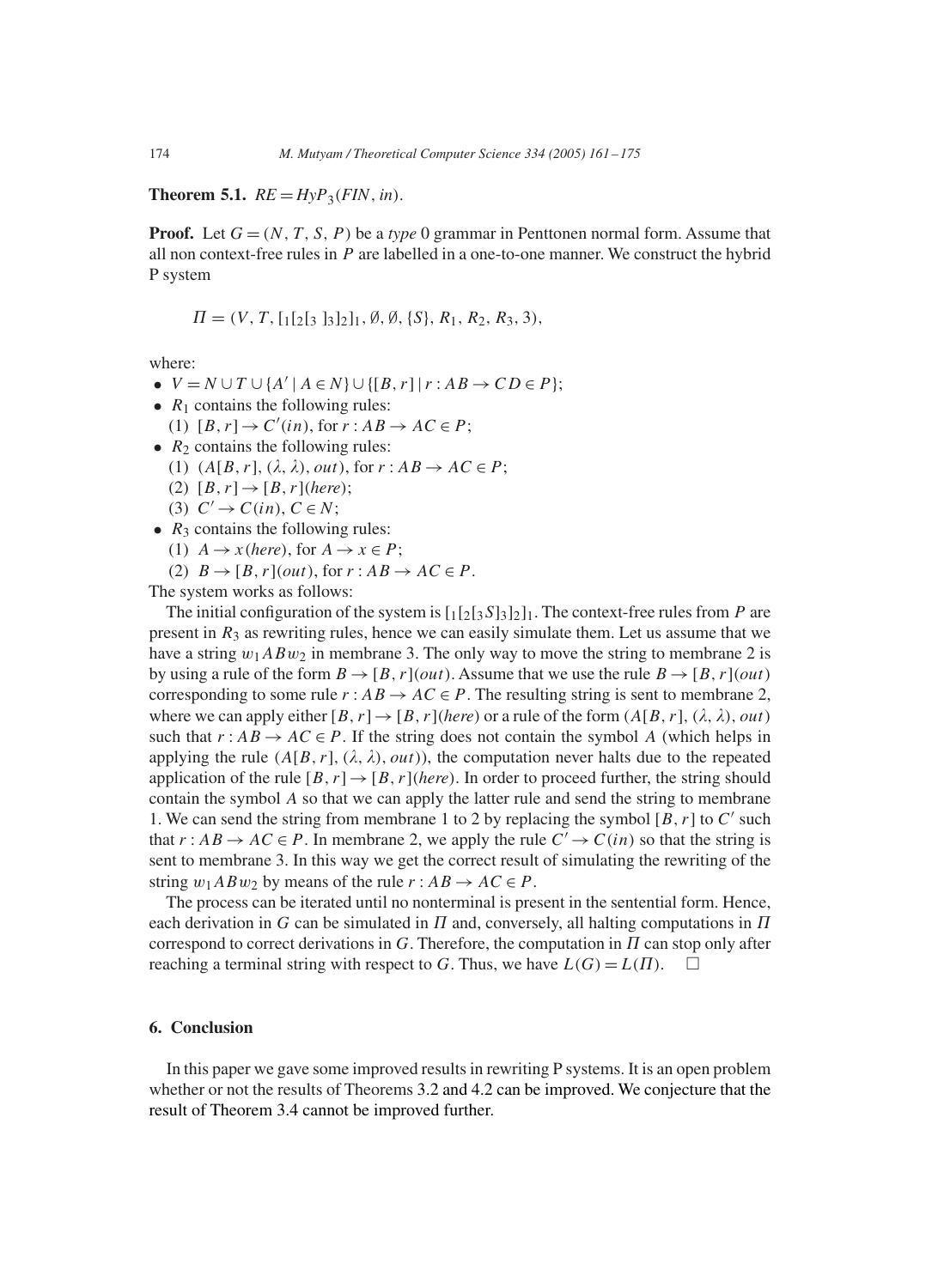**Theorem 5.1.** $RE = HyP_3(FIN, in)$.

**Proof.** Let $G = (N, T, S, P)$ be a *type* 0 grammar in Penttonen normal form. Assume that all non context-free rules in $P$ are labelled in a one-to-one manner. We construct the hybrid P system

$$\Pi = (V, T, [_1[_2[_3\ ]_3]_2]_1, \emptyset, \emptyset, \{S\}, R_1, R_2, R_3, 3),$$

where:

- $V = N \cup T \cup \{A' \mid A \in N\} \cup \{[B, r] \mid r : AB \to CD \in P\}$;
- $R_1$ contains the following rules:
  (1) $[B, r] \to C'(in)$, for $r : AB \to AC \in P$;
- $R_2$ contains the following rules:
  (1) $(A[B, r], (\lambda, \lambda), out)$, for $r : AB \to AC \in P$;
  (2) $[B, r] \to [B, r](here)$;
  (3) $C' \to C(in)$, $C \in N$;
- $R_3$ contains the following rules:
  (1) $A \to x(here)$, for $A \to x \in P$;
  (2) $B \to [B, r](out)$, for $r : AB \to AC \in P$.

The system works as follows:

The initial configuration of the system is $[_1[_2[_3S]_3]_2]_1$. The context-free rules from $P$ are present in $R_3$ as rewriting rules, hence we can easily simulate them. Let us assume that we have a string $w_1ABw_2$ in membrane 3. The only way to move the string to membrane 2 is by using a rule of the form $B \to [B, r](out)$. Assume that we use the rule $B \to [B, r](out)$ corresponding to some rule $r : AB \to AC \in P$. The resulting string is sent to membrane 2, where we can apply either $[B, r] \to [B, r](here)$ or a rule of the form $(A[B, r], (\lambda, \lambda), out)$ such that $r : AB \to AC \in P$. If the string does not contain the symbol $A$ (which helps in applying the rule $(A[B, r], (\lambda, \lambda), out)$), the computation never halts due to the repeated application of the rule $[B, r] \to [B, r](here)$. In order to proceed further, the string should contain the symbol $A$ so that we can apply the latter rule and send the string to membrane 1. We can send the string from membrane 1 to 2 by replacing the symbol $[B, r]$ to $C'$ such that $r : AB \to AC \in P$. In membrane 2, we apply the rule $C' \to C(in)$ so that the string is sent to membrane 3. In this way we get the correct result of simulating the rewriting of the string $w_1ABw_2$ by means of the rule $r : AB \to AC \in P$.

The process can be iterated until no nonterminal is present in the sentential form. Hence, each derivation in $G$ can be simulated in $\Pi$ and, conversely, all halting computations in $\Pi$ correspond to correct derivations in $G$. Therefore, the computation in $\Pi$ can stop only after reaching a terminal string with respect to $G$. Thus, we have $L(G) = L(\Pi)$. $\square$

## 6. Conclusion

In this paper we gave some improved results in rewriting P systems. It is an open problem whether or not the results of Theorems 3.2 and 4.2 can be improved. We conjecture that the result of Theorem 3.4 cannot be improved further.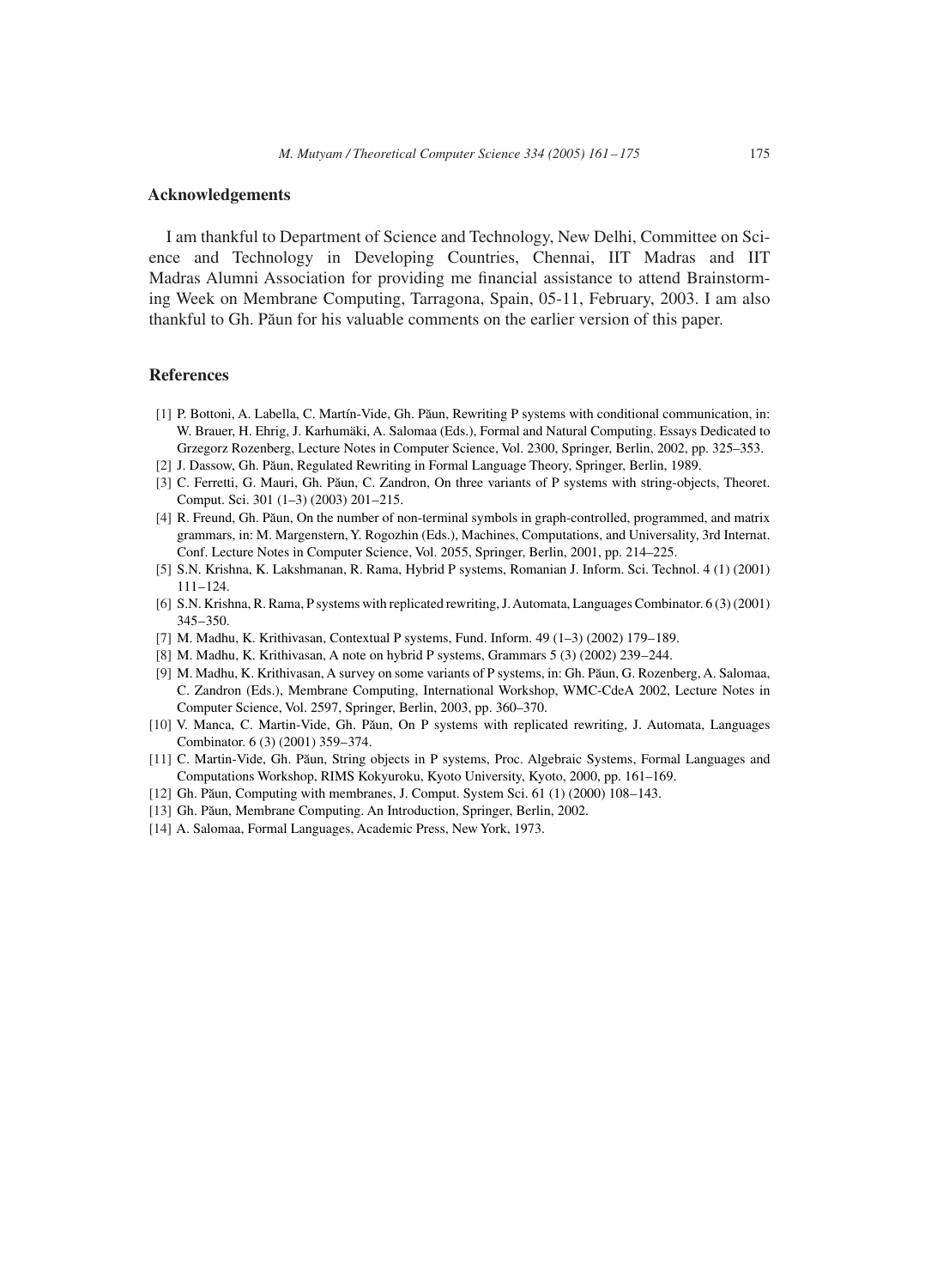## Acknowledgements

I am thankful to Department of Science and Technology, New Delhi, Committee on Science and Technology in Developing Countries, Chennai, IIT Madras and IIT Madras Alumni Association for providing me financial assistance to attend Brainstorming Week on Membrane Computing, Tarragona, Spain, 05-11, February, 2003. I am also thankful to Gh. Păun for his valuable comments on the earlier version of this paper.

## References

[1] P. Bottoni, A. Labella, C. Martín-Vide, Gh. Păun, Rewriting P systems with conditional communication, in: W. Brauer, H. Ehrig, J. Karhumäki, A. Salomaa (Eds.), Formal and Natural Computing. Essays Dedicated to Grzegorz Rozenberg, Lecture Notes in Computer Science, Vol. 2300, Springer, Berlin, 2002, pp. 325–353.

[2] J. Dassow, Gh. Păun, Regulated Rewriting in Formal Language Theory, Springer, Berlin, 1989.

[3] C. Ferretti, G. Mauri, Gh. Păun, C. Zandron, On three variants of P systems with string-objects, Theoret. Comput. Sci. 301 (1–3) (2003) 201–215.

[4] R. Freund, Gh. Păun, On the number of non-terminal symbols in graph-controlled, programmed, and matrix grammars, in: M. Margenstern, Y. Rogozhin (Eds.), Machines, Computations, and Universality, 3rd Internat. Conf. Lecture Notes in Computer Science, Vol. 2055, Springer, Berlin, 2001, pp. 214–225.

[5] S.N. Krishna, K. Lakshmanan, R. Rama, Hybrid P systems, Romanian J. Inform. Sci. Technol. 4 (1) (2001) 111–124.

[6] S.N. Krishna, R. Rama, P systems with replicated rewriting, J. Automata, Languages Combinator. 6 (3) (2001) 345–350.

[7] M. Madhu, K. Krithivasan, Contextual P systems, Fund. Inform. 49 (1–3) (2002) 179–189.

[8] M. Madhu, K. Krithivasan, A note on hybrid P systems, Grammars 5 (3) (2002) 239–244.

[9] M. Madhu, K. Krithivasan, A survey on some variants of P systems, in: Gh. Păun, G. Rozenberg, A. Salomaa, C. Zandron (Eds.), Membrane Computing, International Workshop, WMC-CdeA 2002, Lecture Notes in Computer Science, Vol. 2597, Springer, Berlin, 2003, pp. 360–370.

[10] V. Manca, C. Martin-Vide, Gh. Păun, On P systems with replicated rewriting, J. Automata, Languages Combinator. 6 (3) (2001) 359–374.

[11] C. Martin-Vide, Gh. Păun, String objects in P systems, Proc. Algebraic Systems, Formal Languages and Computations Workshop, RIMS Kokyuroku, Kyoto University, Kyoto, 2000, pp. 161–169.

[12] Gh. Păun, Computing with membranes, J. Comput. System Sci. 61 (1) (2000) 108–143.

[13] Gh. Păun, Membrane Computing. An Introduction, Springer, Berlin, 2002.

[14] A. Salomaa, Formal Languages, Academic Press, New York, 1973.